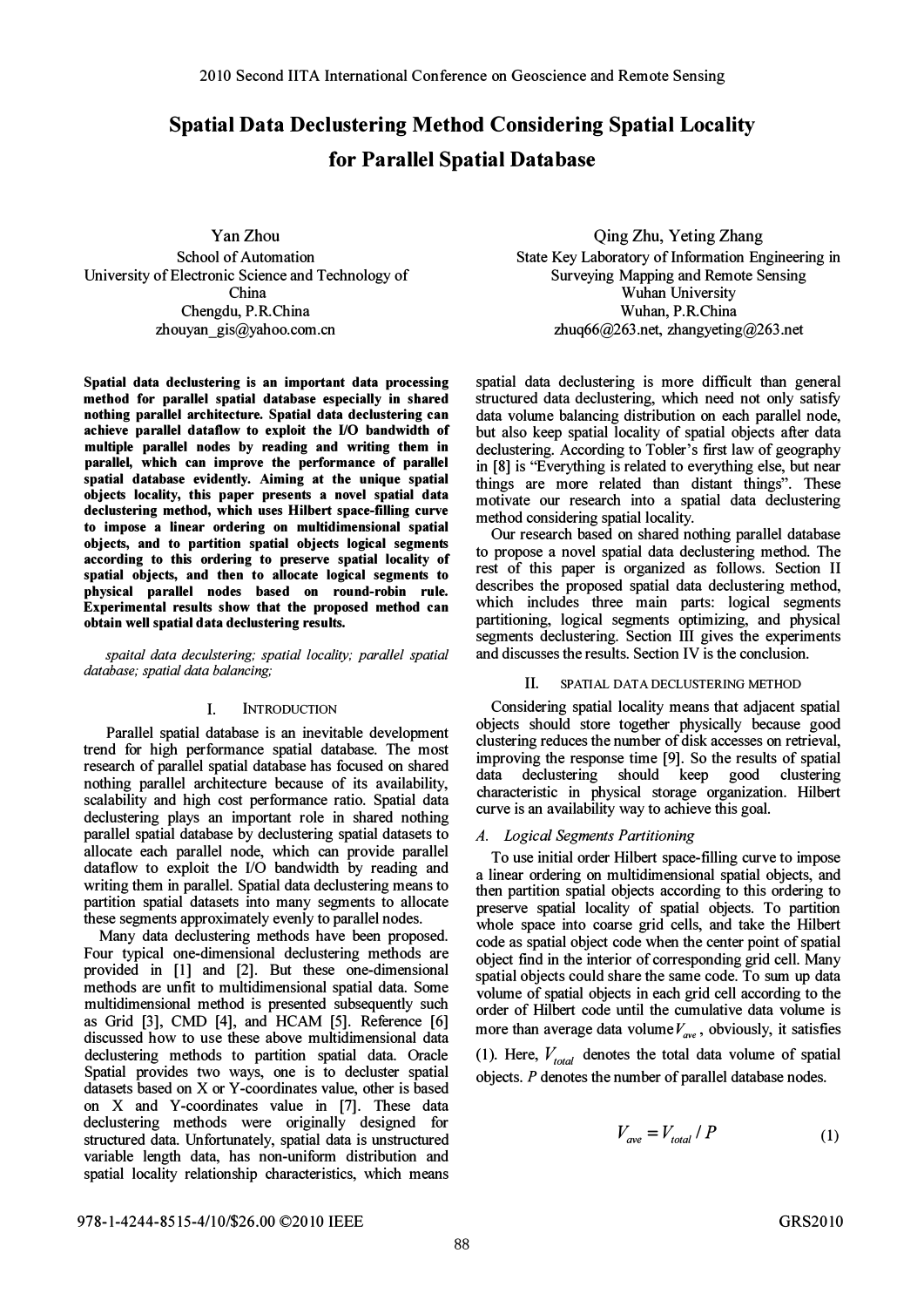# Spatial Data Declustering Method Considering Spatial Locality for Parallel Spatial Database

Yan Zhou
School of Automation
University of Electronic Science and Technology of China
Chengdu, P.R.China
zhouyan_gis@yahoo.com.cn

Qing Zhu, Yeting Zhang
State Key Laboratory of Information Engineering in Surveying Mapping and Remote Sensing
Wuhan University
Wuhan, P.R.China
zhuq66@263.net, zhangyeting@263.net

**Spatial data declustering is an important data processing method for parallel spatial database especially in shared nothing parallel architecture. Spatial data declustering can achieve parallel dataflow to exploit the I/O bandwidth of multiple parallel nodes by reading and writing them in parallel, which can improve the performance of parallel spatial database evidently. Aiming at the unique spatial objects locality, this paper presents a novel spatial data declustering method, which uses Hilbert space-filling curve to impose a linear ordering on multidimensional spatial objects, and to partition spatial objects logical segments according to this ordering to preserve spatial locality of spatial objects, and then to allocate logical segments to physical parallel nodes based on round-robin rule. Experimental results show that the proposed method can obtain well spatial data declustering results.**

*spaital data deculstering; spatial locality; parallel spatial database; spatial data balancing;*

## I. Introduction

Parallel spatial database is an inevitable development trend for high performance spatial database. The most research of parallel spatial database has focused on shared nothing parallel architecture because of its availability, scalability and high cost performance ratio. Spatial data declustering plays an important role in shared nothing parallel spatial database by declustering spatial datasets to allocate each parallel node, which can provide parallel dataflow to exploit the I/O bandwidth by reading and writing them in parallel. Spatial data declustering means to partition spatial datasets into many segments to allocate these segments approximately evenly to parallel nodes.

Many data declustering methods have been proposed. Four typical one-dimensional declustering methods are provided in [1] and [2]. But these one-dimensional methods are unfit to multidimensional spatial data. Some multidimensional method is presented subsequently such as Grid [3], CMD [4], and HCAM [5]. Reference [6] discussed how to use these above multidimensional data declustering methods to partition spatial data. Oracle Spatial provides two ways, one is to decluster spatial datasets based on X or Y-coordinates value, other is based on X and Y-coordinates value in [7]. These data declustering methods were originally designed for structured data. Unfortunately, spatial data is unstructured variable length data, has non-uniform distribution and spatial locality relationship characteristics, which means spatial data declustering is more difficult than general structured data declustering, which need not only satisfy data volume balancing distribution on each parallel node, but also keep spatial locality of spatial objects after data declustering. According to Tobler's first law of geography in [8] is "Everything is related to everything else, but near things are more related than distant things". These motivate our research into a spatial data declustering method considering spatial locality.

Our research based on shared nothing parallel database to propose a novel spatial data declustering method. The rest of this paper is organized as follows. Section II describes the proposed spatial data declustering method, which includes three main parts: logical segments partitioning, logical segments optimizing, and physical segments declustering. Section III gives the experiments and discusses the results. Section IV is the conclusion.

## II. Spatial Data Declustering Method

Considering spatial locality means that adjacent spatial objects should store together physically because good clustering reduces the number of disk accesses on retrieval, improving the response time [9]. So the results of spatial data declustering should keep good clustering characteristic in physical storage organization. Hilbert curve is an availability way to achieve this goal.

### A. Logical Segments Partitioning

To use initial order Hilbert space-filling curve to impose a linear ordering on multidimensional spatial objects, and then partition spatial objects according to this ordering to preserve spatial locality of spatial objects. To partition whole space into coarse grid cells, and take the Hilbert code as spatial object code when the center point of spatial object find in the interior of corresponding grid cell. Many spatial objects could share the same code. To sum up data volume of spatial objects in each grid cell according to the order of Hilbert code until the cumulative data volume is more than average data volume $V_{ave}$, obviously, it satisfies (1). Here, $V_{total}$ denotes the total data volume of spatial objects. $P$ denotes the number of parallel database nodes.

$$V_{ave} = V_{total} / P \tag{1}$$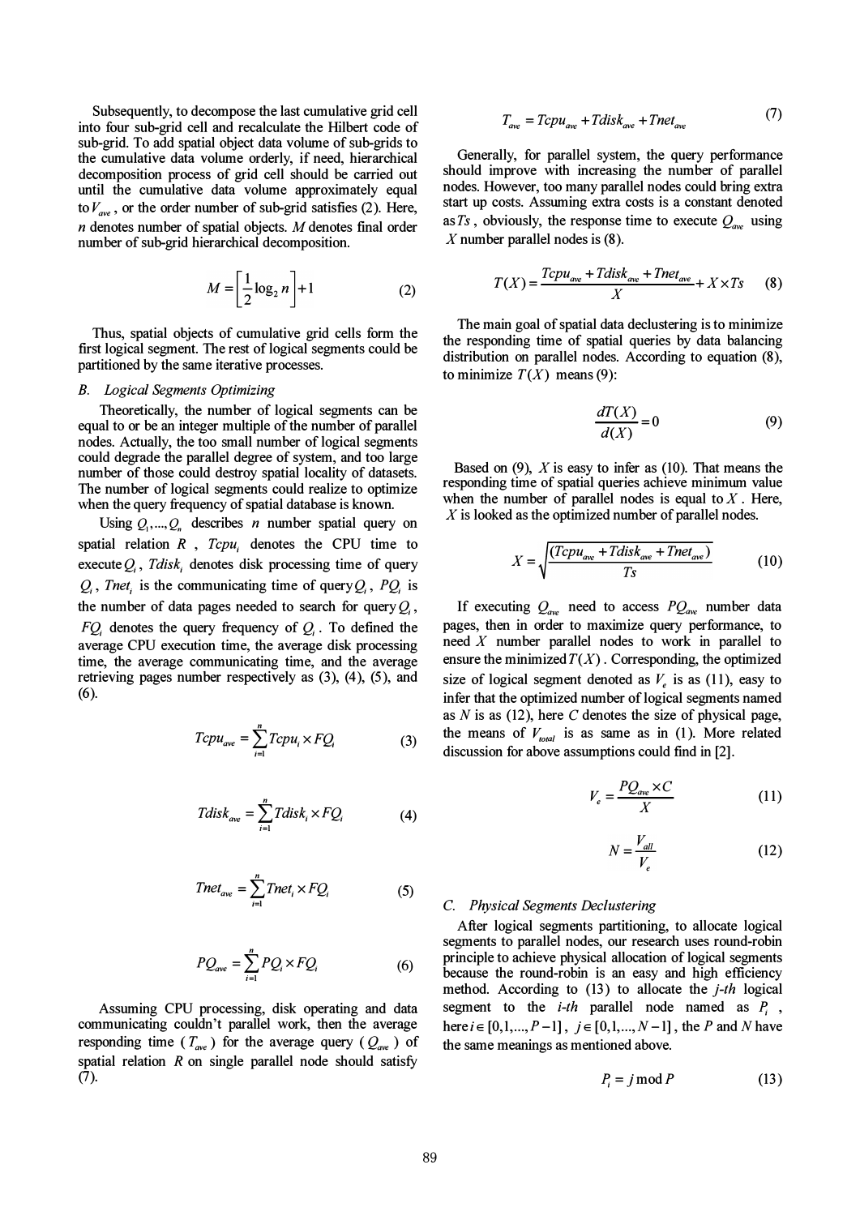Subsequently, to decompose the last cumulative grid cell into four sub-grid cell and recalculate the Hilbert code of sub-grid. To add spatial object data volume of sub-grids to the cumulative data volume orderly, if need, hierarchical decomposition process of grid cell should be carried out until the cumulative data volume approximately equal to $V_{ave}$, or the order number of sub-grid satisfies (2). Here, $n$ denotes number of spatial objects. $M$ denotes final order number of sub-grid hierarchical decomposition.

$$M = \left[\frac{1}{2}\log_2 n\right] + 1 \tag{2}$$

Thus, spatial objects of cumulative grid cells form the first logical segment. The rest of logical segments could be partitioned by the same iterative processes.

### B. Logical Segments Optimizing

Theoretically, the number of logical segments can be equal to or be an integer multiple of the number of parallel nodes. Actually, the too small number of logical segments could degrade the parallel degree of system, and too large number of those could destroy spatial locality of datasets. The number of logical segments could realize to optimize when the query frequency of spatial database is known.

Using $Q_1,...,Q_n$ describes $n$ number spatial query on spatial relation $R$, $Tcpu_i$ denotes the CPU time to execute $Q_i$, $Tdisk_i$ denotes disk processing time of query $Q_i$, $Tnet_i$ is the communicating time of query $Q_i$, $PQ_i$ is the number of data pages needed to search for query $Q_i$, $FQ_i$ denotes the query frequency of $Q_i$. To defined the average CPU execution time, the average disk processing time, the average communicating time, and the average retrieving pages number respectively as (3), (4), (5), and (6).

$$Tcpu_{ave} = \sum_{i=1}^{n} Tcpu_i \times FQ_i \tag{3}$$

$$Tdisk_{ave} = \sum_{i=1}^{n} Tdisk_i \times FQ_i \tag{4}$$

$$Tnet_{ave} = \sum_{i=1}^{n} Tnet_i \times FQ_i \tag{5}$$

$$PQ_{ave} = \sum_{i=1}^{n} PQ_i \times FQ_i \tag{6}$$

Assuming CPU processing, disk operating and data communicating couldn't parallel work, then the average responding time ($T_{ave}$) for the average query ($Q_{ave}$) of spatial relation $R$ on single parallel node should satisfy (7).

$$T_{ave} = Tcpu_{ave} + Tdisk_{ave} + Tnet_{ave} \tag{7}$$

Generally, for parallel system, the query performance should improve with increasing the number of parallel nodes. However, too many parallel nodes could bring extra start up costs. Assuming extra costs is a constant denoted as $Ts$, obviously, the response time to execute $Q_{ave}$ using $X$ number parallel nodes is (8).

$$T(X) = \frac{Tcpu_{ave} + Tdisk_{ave} + Tnet_{ave}}{X} + X \times Ts \tag{8}$$

The main goal of spatial data declustering is to minimize the responding time of spatial queries by data balancing distribution on parallel nodes. According to equation (8), to minimize $T(X)$ means (9):

$$\frac{dT(X)}{d(X)} = 0 \tag{9}$$

Based on (9), $X$ is easy to infer as (10). That means the responding time of spatial queries achieve minimum value when the number of parallel nodes is equal to $X$. Here, $X$ is looked as the optimized number of parallel nodes.

$$X = \sqrt{\frac{(Tcpu_{ave} + Tdisk_{ave} + Tnet_{ave})}{Ts}} \tag{10}$$

If executing $Q_{ave}$ need to access $PQ_{ave}$ number data pages, then in order to maximize query performance, to need $X$ number parallel nodes to work in parallel to ensure the minimized $T(X)$. Corresponding, the optimized size of logical segment denoted as $V_e$ is as (11), easy to infer that the optimized number of logical segments named as $N$ is as (12), here $C$ denotes the size of physical page, the means of $V_{total}$ is as same as in (1). More related discussion for above assumptions could find in [2].

$$V_e = \frac{PQ_{ave} \times C}{X} \tag{11}$$

$$N = \frac{V_{all}}{V_e} \tag{12}$$

### C. Physical Segments Declustering

After logical segments partitioning, to allocate logical segments to parallel nodes, our research uses round-robin principle to achieve physical allocation of logical segments because the round-robin is an easy and high efficiency method. According to (13) to allocate the *j-th* logical segment to the *i-th* parallel node named as $P_i$, here $i \in [0,1,...,P-1]$, $j \in [0,1,...,N-1]$, the $P$ and $N$ have the same meanings as mentioned above.

$$P_i = j \bmod P \tag{13}$$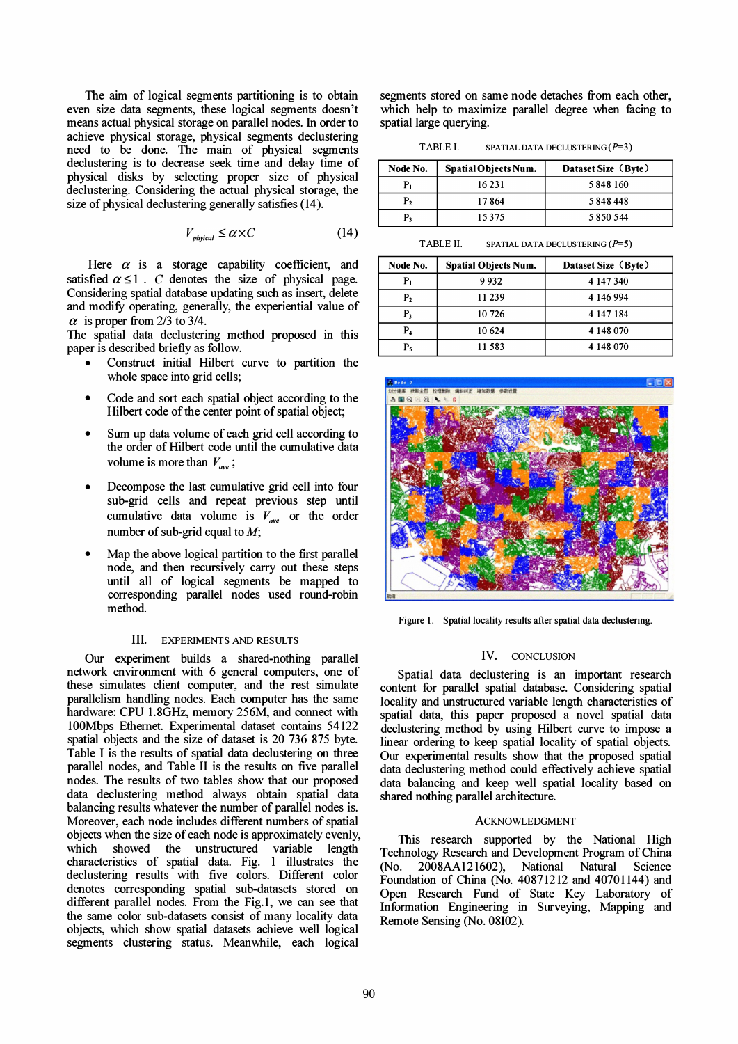The aim of logical segments partitioning is to obtain even size data segments, these logical segments doesn't means actual physical storage on parallel nodes. In order to achieve physical storage, physical segments declustering need to be done. The main of physical segments declustering is to decrease seek time and delay time of physical disks by selecting proper size of physical declustering. Considering the actual physical storage, the size of physical declustering generally satisfies (14).

$$V_{phyical} \le \alpha \times C \qquad (14)$$

Here $\alpha$ is a storage capability coefficient, and satisfied $\alpha \le 1$. $C$ denotes the size of physical page. Considering spatial database updating such as insert, delete and modify operating, generally, the experiential value of $\alpha$ is proper from 2/3 to 3/4.

The spatial data declustering method proposed in this paper is described briefly as follow.

- Construct initial Hilbert curve to partition the whole space into grid cells;
- Code and sort each spatial object according to the Hilbert code of the center point of spatial object;
- Sum up data volume of each grid cell according to the order of Hilbert code until the cumulative data volume is more than $V_{ave}$;
- Decompose the last cumulative grid cell into four sub-grid cells and repeat previous step until cumulative data volume is $V_{ave}$ or the order number of sub-grid equal to $M$;
- Map the above logical partition to the first parallel node, and then recursively carry out these steps until all of logical segments be mapped to corresponding parallel nodes used round-robin method.

## III. Experiments and Results

Our experiment builds a shared-nothing parallel network environment with 6 general computers, one of these simulates client computer, and the rest simulate parallelism handling nodes. Each computer has the same hardware: CPU 1.8GHz, memory 256M, and connect with 100Mbps Ethernet. Experimental dataset contains 54122 spatial objects and the size of dataset is 20 736 875 byte. Table I is the results of spatial data declustering on three parallel nodes, and Table II is the results on five parallel nodes. The results of two tables show that our proposed data declustering method always obtain spatial data balancing results whatever the number of parallel nodes is. Moreover, each node includes different numbers of spatial objects when the size of each node is approximately evenly, which showed the unstructured variable length characteristics of spatial data. Fig. 1 illustrates the declustering results with five colors. Different color denotes corresponding spatial sub-datasets stored on different parallel nodes. From the Fig.1, we can see that the same color sub-datasets consist of many locality data objects, which show spatial datasets achieve well logical segments clustering status. Meanwhile, each logical segments stored on same node detaches from each other, which help to maximize parallel degree when facing to spatial large querying.

TABLE I. Spatial Data Declustering ($P$=3)

| Node No. | Spatial Objects Num. | Dataset Size（Byte） |
|---|---|---|
| $P_1$ | 16 231 | 5 848 160 |
| $P_2$ | 17 864 | 5 848 448 |
| $P_3$ | 15 375 | 5 850 544 |

TABLE II. Spatial Data Declustering ($P$=5)

| Node No. | Spatial Objects Num. | Dataset Size（Byte） |
|---|---|---|
| $P_1$ | 9 932 | 4 147 340 |
| $P_2$ | 11 239 | 4 146 994 |
| $P_3$ | 10 726 | 4 147 184 |
| $P_4$ | 10 624 | 4 148 070 |
| $P_5$ | 11 583 | 4 148 070 |

Figure 1. Spatial locality results after spatial data declustering.

## IV. Conclusion

Spatial data declustering is an important research content for parallel spatial database. Considering spatial locality and unstructured variable length characteristics of spatial data, this paper proposed a novel spatial data declustering method by using Hilbert curve to impose a linear ordering to keep spatial locality of spatial objects. Our experimental results show that the proposed spatial data declustering method could effectively achieve spatial data balancing and keep well spatial locality based on shared nothing parallel architecture.

## Acknowledgment

This research supported by the National High Technology Research and Development Program of China (No. 2008AA121602), National Natural Science Foundation of China (No. 40871212 and 40701144) and Open Research Fund of State Key Laboratory of Information Engineering in Surveying, Mapping and Remote Sensing (No. 08I02).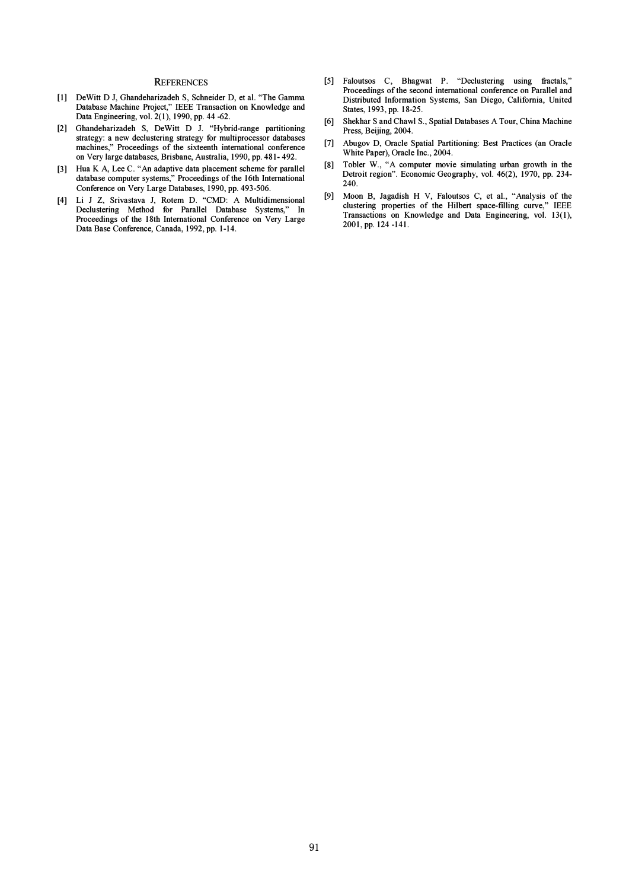## REFERENCES

[1] DeWitt D J, Ghandeharizadeh S, Schneider D, et al. "The Gamma Database Machine Project," IEEE Transaction on Knowledge and Data Engineering, vol. 2(1), 1990, pp. 44 -62.

[2] Ghandeharizadeh S, DeWitt D J. "Hybrid-range partitioning strategy: a new declustering strategy for multiprocessor databases machines," Proceedings of the sixteenth international conference on Very large databases, Brisbane, Australia, 1990, pp. 481- 492.

[3] Hua K A, Lee C. "An adaptive data placement scheme for parallel database computer systems," Proceedings of the 16th International Conference on Very Large Databases, 1990, pp. 493-506.

[4] Li J Z, Srivastava J, Rotem D. "CMD: A Multidimensional Declustering Method for Parallel Database Systems," In Proceedings of the 18th International Conference on Very Large Data Base Conference, Canada, 1992, pp. 1-14.

[5] Faloutsos C, Bhagwat P. "Declustering using fractals," Proceedings of the second international conference on Parallel and Distributed Information Systems, San Diego, California, United States, 1993, pp. 18-25.

[6] Shekhar S and Chawl S., Spatial Databases A Tour, China Machine Press, Beijing, 2004.

[7] Abugov D, Oracle Spatial Partitioning: Best Practices (an Oracle White Paper), Oracle Inc., 2004.

[8] Tobler W., "A computer movie simulating urban growth in the Detroit region". Economic Geography, vol. 46(2), 1970, pp. 234-240.

[9] Moon B, Jagadish H V, Faloutsos C, et al., "Analysis of the clustering properties of the Hilbert space-filling curve," IEEE Transactions on Knowledge and Data Engineering, vol. 13(1), 2001, pp. 124 -141.